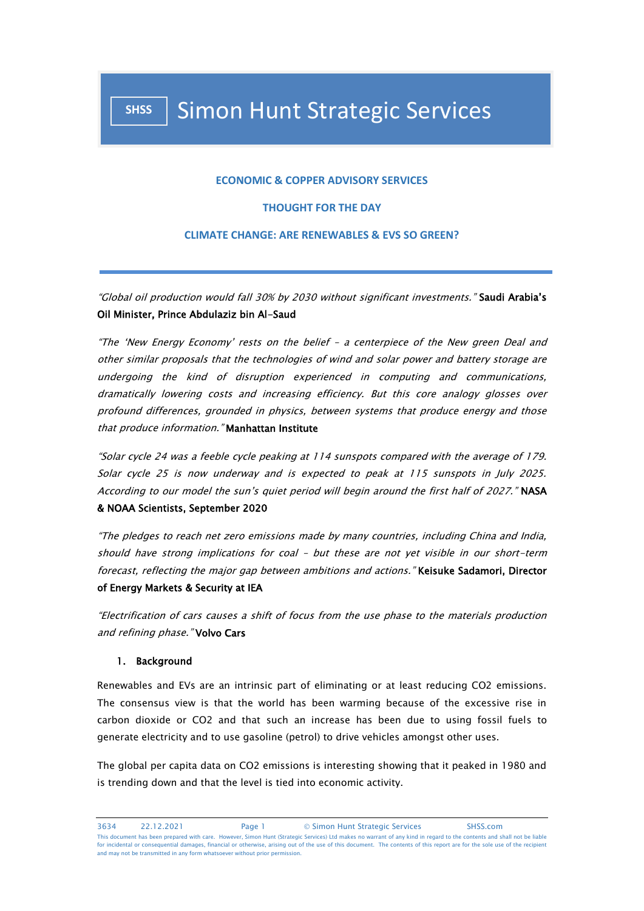# Simon Hunt Strategic Services

**ECONOMIC & COPPER ADVISORY SERVICES**

**THOUGHT FOR THE DAY**

## CLIMATE CHANGE: ARE RENEWABLES & EVS SO GREEN?

---

*"Global oil production would fall 30% by 2030 without significant investments."* **Saudi Arabia's Oil Minister, Prince Abdulaziz bin Al-Saud**

*"The 'New Energy Economy' rests on the belief – a centerpiece of the New green Deal and other similar proposals that the technologies of wind and solar power and battery storage are undergoing the kind of disruption experienced in computing and communications, dramatically lowering costs and increasing efficiency. But this core analogy glosses over profound differences, grounded in physics, between systems that produce energy and those that produce information."* **Manhattan Institute**

*"Solar cycle 24 was a feeble cycle peaking at 114 sunspots compared with the average of 179. Solar cycle 25 is now underway and is expected to peak at 115 sunspots in July 2025. According to our model the sun's quiet period will begin around the first half of 2027."* **NASA & NOAA Scientists, September 2020**

*"The pledges to reach net zero emissions made by many countries, including China and India, should have strong implications for coal – but these are not yet visible in our short-term forecast, reflecting the major gap between ambitions and actions."* **Keisuke Sadamori, Director of Energy Markets & Security at IEA**

*"Electrification of cars causes a shift of focus from the use phase to the materials production and refining phase."* **Volvo Cars**

### 1. Background

Renewables and EVs are an intrinsic part of eliminating or at least reducing $CO_2$ emissions. The consensus view is that the world has been warming because of the excessive rise in carbon dioxide or $CO_2$ and that such an increase has been due to using fossil fuels to generate electricity and to use gasoline (petrol) to drive vehicles amongst other uses.

The global per capita data on $CO_2$ emissions is interesting showing that it peaked in 1980 and is trending down and that the level is tied into economic activity.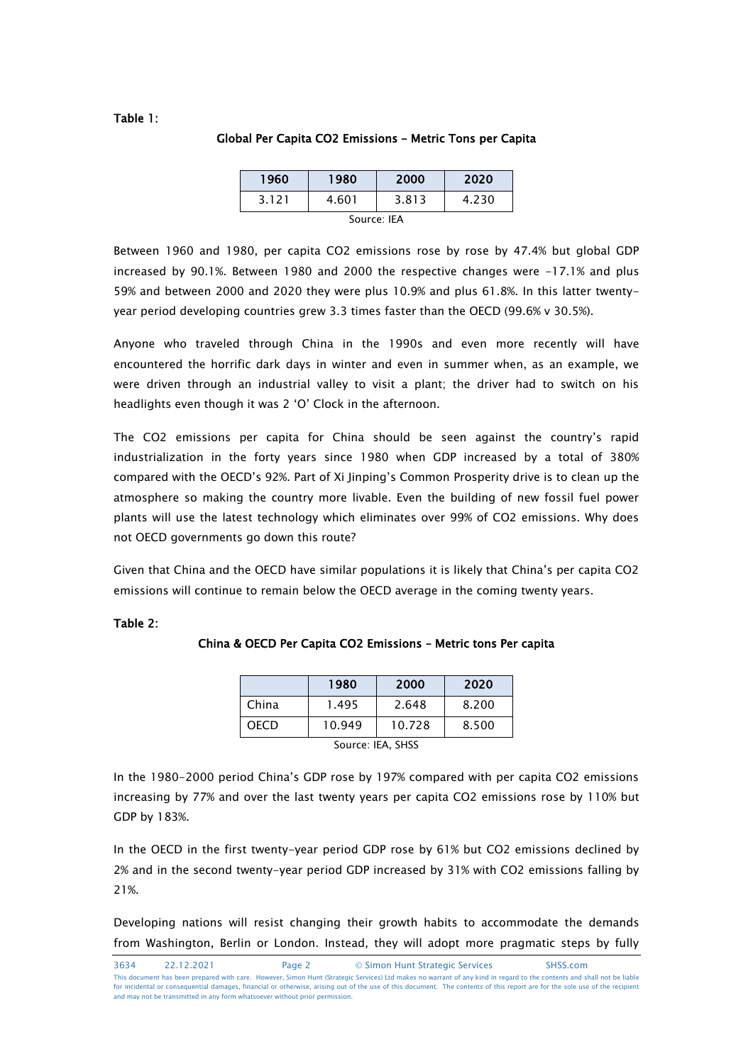**Table 1:**

**Global Per Capita CO2 Emissions – Metric Tons per Capita**

| 1960 | 1980 | 2000 | 2020 |
|---|---|---|---|
| 3.121 | 4.601 | 3.813 | 4.230 |

Source: IEA

Between 1960 and 1980, per capita CO2 emissions rose by rose by 47.4% but global GDP increased by 90.1%. Between 1980 and 2000 the respective changes were -17.1% and plus 59% and between 2000 and 2020 they were plus 10.9% and plus 61.8%. In this latter twenty-year period developing countries grew 3.3 times faster than the OECD (99.6% v 30.5%).

Anyone who traveled through China in the 1990s and even more recently will have encountered the horrific dark days in winter and even in summer when, as an example, we were driven through an industrial valley to visit a plant; the driver had to switch on his headlights even though it was 2 'O' Clock in the afternoon.

The CO2 emissions per capita for China should be seen against the country's rapid industrialization in the forty years since 1980 when GDP increased by a total of 380% compared with the OECD's 92%. Part of Xi Jinping's Common Prosperity drive is to clean up the atmosphere so making the country more livable. Even the building of new fossil fuel power plants will use the latest technology which eliminates over 99% of CO2 emissions. Why does not OECD governments go down this route?

Given that China and the OECD have similar populations it is likely that China's per capita CO2 emissions will continue to remain below the OECD average in the coming twenty years.

**Table 2:**

**China & OECD Per Capita CO2 Emissions – Metric tons Per capita**

| | 1980 | 2000 | 2020 |
|---|---|---|---|
| China | 1.495 | 2.648 | 8.200 |
| OECD | 10.949 | 10.728 | 8.500 |

Source: IEA, SHSS

In the 1980-2000 period China's GDP rose by 197% compared with per capita CO2 emissions increasing by 77% and over the last twenty years per capita CO2 emissions rose by 110% but GDP by 183%.

In the OECD in the first twenty-year period GDP rose by 61% but CO2 emissions declined by 2% and in the second twenty-year period GDP increased by 31% with CO2 emissions falling by 21%.

Developing nations will resist changing their growth habits to accommodate the demands from Washington, Berlin or London. Instead, they will adopt more pragmatic steps by fully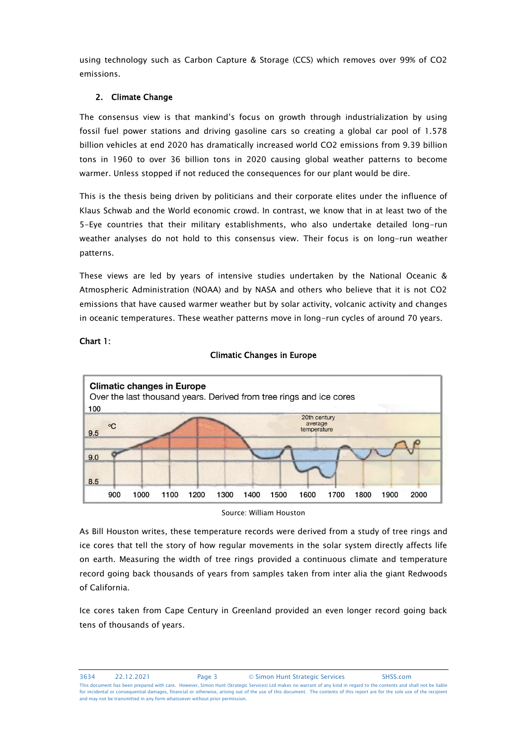using technology such as Carbon Capture & Storage (CCS) which removes over 99% of $CO_2$ emissions.

## 2. Climate Change

The consensus view is that mankind's focus on growth through industrialization by using fossil fuel power stations and driving gasoline cars so creating a global car pool of 1.578 billion vehicles at end 2020 has dramatically increased world $CO_2$ emissions from 9.39 billion tons in 1960 to over 36 billion tons in 2020 causing global weather patterns to become warmer. Unless stopped if not reduced the consequences for our plant would be dire.

This is the thesis being driven by politicians and their corporate elites under the influence of Klaus Schwab and the World economic crowd. In contrast, we know that in at least two of the 5-Eye countries that their military establishments, who also undertake detailed long-run weather analyses do not hold to this consensus view. Their focus is on long-run weather patterns.

These views are led by years of intensive studies undertaken by the National Oceanic & Atmospheric Administration (NOAA) and by NASA and others who believe that it is not $CO_2$ emissions that have caused warmer weather but by solar activity, volcanic activity and changes in oceanic temperatures. These weather patterns move in long-run cycles of around 70 years.

**Chart 1:**

**Climatic Changes in Europe**

Source: William Houston

As Bill Houston writes, these temperature records were derived from a study of tree rings and ice cores that tell the story of how regular movements in the solar system directly affects life on earth. Measuring the width of tree rings provided a continuous climate and temperature record going back thousands of years from samples taken from inter alia the giant Redwoods of California.

Ice cores taken from Cape Century in Greenland provided an even longer record going back tens of thousands of years.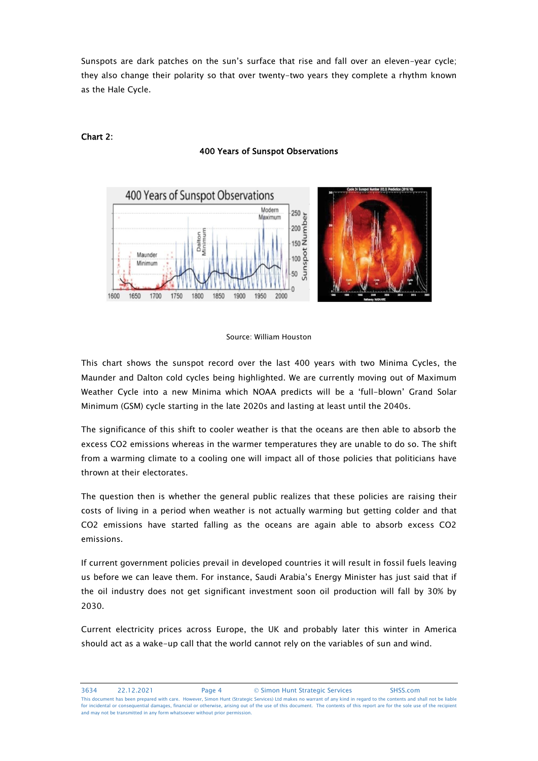Sunspots are dark patches on the sun's surface that rise and fall over an eleven-year cycle; they also change their polarity so that over twenty-two years they complete a rhythm known as the Hale Cycle.

**Chart 2:**

**400 Years of Sunspot Observations**

Source: William Houston

This chart shows the sunspot record over the last 400 years with two Minima Cycles, the Maunder and Dalton cold cycles being highlighted. We are currently moving out of Maximum Weather Cycle into a new Minima which NOAA predicts will be a 'full-blown' Grand Solar Minimum (GSM) cycle starting in the late 2020s and lasting at least until the 2040s.

The significance of this shift to cooler weather is that the oceans are then able to absorb the excess $CO_2$ emissions whereas in the warmer temperatures they are unable to do so. The shift from a warming climate to a cooling one will impact all of those policies that politicians have thrown at their electorates.

The question then is whether the general public realizes that these policies are raising their costs of living in a period when weather is not actually warming but getting colder and that $CO_2$ emissions have started falling as the oceans are again able to absorb excess $CO_2$ emissions.

If current government policies prevail in developed countries it will result in fossil fuels leaving us before we can leave them. For instance, Saudi Arabia's Energy Minister has just said that if the oil industry does not get significant investment soon oil production will fall by 30% by 2030.

Current electricity prices across Europe, the UK and probably later this winter in America should act as a wake-up call that the world cannot rely on the variables of sun and wind.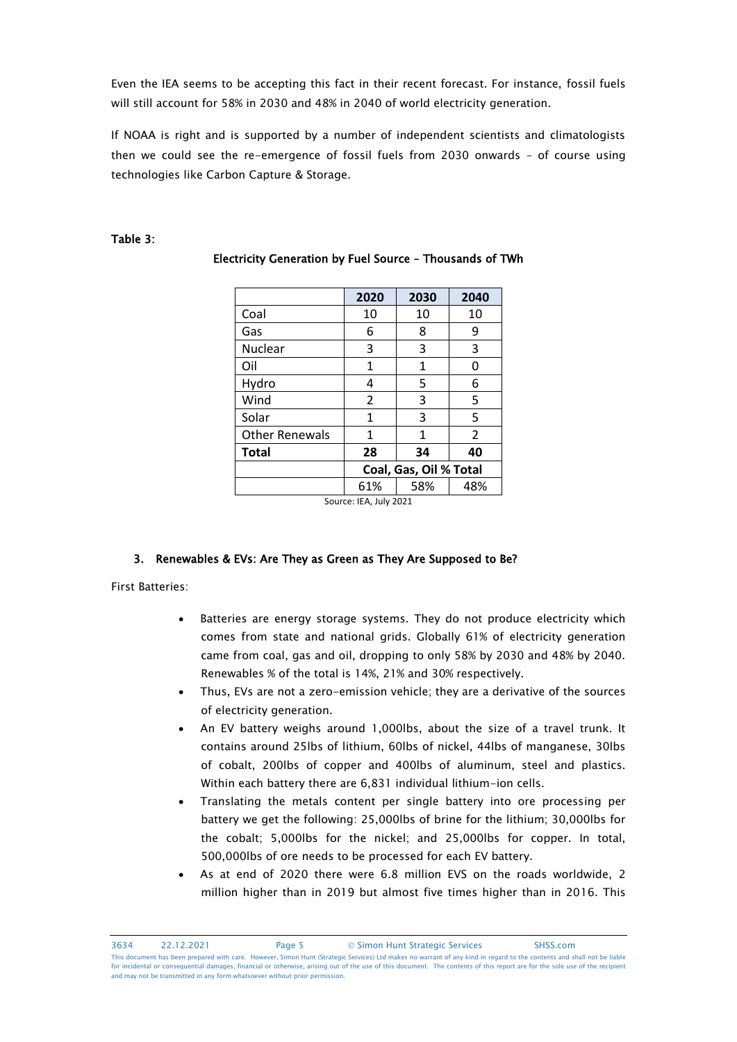Even the IEA seems to be accepting this fact in their recent forecast. For instance, fossil fuels will still account for 58% in 2030 and 48% in 2040 of world electricity generation.

If NOAA is right and is supported by a number of independent scientists and climatologists then we could see the re-emergence of fossil fuels from 2030 onwards – of course using technologies like Carbon Capture & Storage.

**Table 3:**

**Electricity Generation by Fuel Source – Thousands of TWh**

| | 2020 | 2030 | 2040 |
|---|---|---|---|
| Coal | 10 | 10 | 10 |
| Gas | 6 | 8 | 9 |
| Nuclear | 3 | 3 | 3 |
| Oil | 1 | 1 | 0 |
| Hydro | 4 | 5 | 6 |
| Wind | 2 | 3 | 5 |
| Solar | 1 | 3 | 5 |
| Other Renewals | 1 | 1 | 2 |
| **Total** | **28** | **34** | **40** |
| | **Coal, Gas, Oil % Total** | | |
| | 61% | 58% | 48% |

Source: IEA, July 2021

## 3. Renewables & EVs: Are They as Green as They Are Supposed to Be?

First Batteries:

- Batteries are energy storage systems. They do not produce electricity which comes from state and national grids. Globally 61% of electricity generation came from coal, gas and oil, dropping to only 58% by 2030 and 48% by 2040. Renewables % of the total is 14%, 21% and 30% respectively.
- Thus, EVs are not a zero-emission vehicle; they are a derivative of the sources of electricity generation.
- An EV battery weighs around 1,000lbs, about the size of a travel trunk. It contains around 25lbs of lithium, 60lbs of nickel, 44lbs of manganese, 30lbs of cobalt, 200lbs of copper and 400lbs of aluminum, steel and plastics. Within each battery there are 6,831 individual lithium-ion cells.
- Translating the metals content per single battery into ore processing per battery we get the following: 25,000lbs of brine for the lithium; 30,000lbs for the cobalt; 5,000lbs for the nickel; and 25,000lbs for copper. In total, 500,000lbs of ore needs to be processed for each EV battery.
- As at end of 2020 there were 6.8 million EVS on the roads worldwide, 2 million higher than in 2019 but almost five times higher than in 2016. This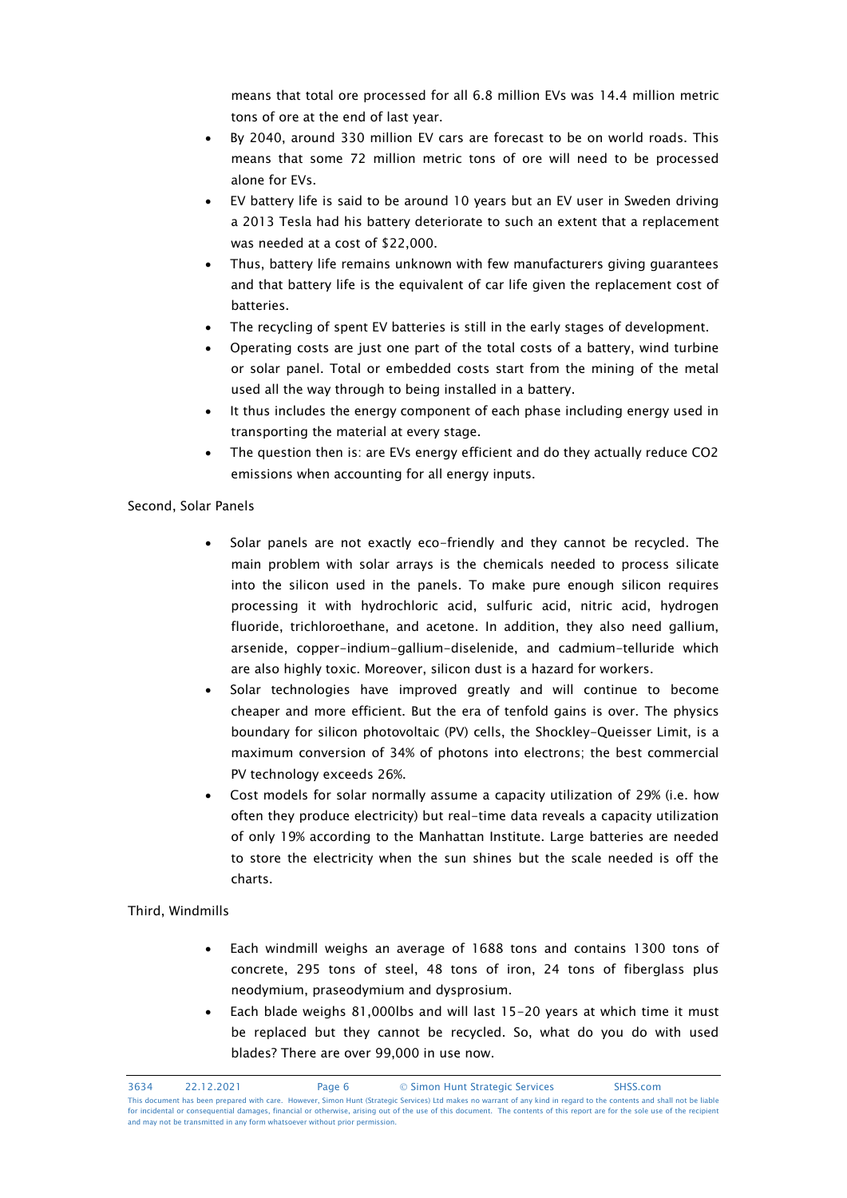means that total ore processed for all 6.8 million EVs was 14.4 million metric tons of ore at the end of last year.

- By 2040, around 330 million EV cars are forecast to be on world roads. This means that some 72 million metric tons of ore will need to be processed alone for EVs.
- EV battery life is said to be around 10 years but an EV user in Sweden driving a 2013 Tesla had his battery deteriorate to such an extent that a replacement was needed at a cost of $22,000.
- Thus, battery life remains unknown with few manufacturers giving guarantees and that battery life is the equivalent of car life given the replacement cost of batteries.
- The recycling of spent EV batteries is still in the early stages of development.
- Operating costs are just one part of the total costs of a battery, wind turbine or solar panel. Total or embedded costs start from the mining of the metal used all the way through to being installed in a battery.
- It thus includes the energy component of each phase including energy used in transporting the material at every stage.
- The question then is: are EVs energy efficient and do they actually reduce CO2 emissions when accounting for all energy inputs.

Second, Solar Panels

- Solar panels are not exactly eco-friendly and they cannot be recycled. The main problem with solar arrays is the chemicals needed to process silicate into the silicon used in the panels. To make pure enough silicon requires processing it with hydrochloric acid, sulfuric acid, nitric acid, hydrogen fluoride, trichloroethane, and acetone. In addition, they also need gallium, arsenide, copper-indium-gallium-diselenide, and cadmium-telluride which are also highly toxic. Moreover, silicon dust is a hazard for workers.
- Solar technologies have improved greatly and will continue to become cheaper and more efficient. But the era of tenfold gains is over. The physics boundary for silicon photovoltaic (PV) cells, the Shockley-Queisser Limit, is a maximum conversion of 34% of photons into electrons; the best commercial PV technology exceeds 26%.
- Cost models for solar normally assume a capacity utilization of 29% (i.e. how often they produce electricity) but real-time data reveals a capacity utilization of only 19% according to the Manhattan Institute. Large batteries are needed to store the electricity when the sun shines but the scale needed is off the charts.

Third, Windmills

- Each windmill weighs an average of 1688 tons and contains 1300 tons of concrete, 295 tons of steel, 48 tons of iron, 24 tons of fiberglass plus neodymium, praseodymium and dysprosium.
- Each blade weighs 81,000lbs and will last 15-20 years at which time it must be replaced but they cannot be recycled. So, what do you do with used blades? There are over 99,000 in use now.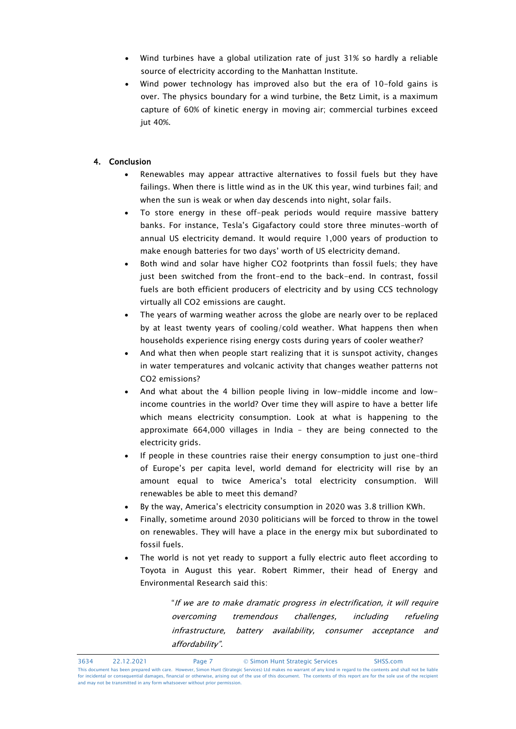- Wind turbines have a global utilization rate of just 31% so hardly a reliable source of electricity according to the Manhattan Institute.
- Wind power technology has improved also but the era of 10-fold gains is over. The physics boundary for a wind turbine, the Betz Limit, is a maximum capture of 60% of kinetic energy in moving air; commercial turbines exceed jut 40%.

## 4. Conclusion

- Renewables may appear attractive alternatives to fossil fuels but they have failings. When there is little wind as in the UK this year, wind turbines fail; and when the sun is weak or when day descends into night, solar fails.
- To store energy in these off-peak periods would require massive battery banks. For instance, Tesla's Gigafactory could store three minutes-worth of annual US electricity demand. It would require 1,000 years of production to make enough batteries for two days' worth of US electricity demand.
- Both wind and solar have higher $CO_2$ footprints than fossil fuels; they have just been switched from the front-end to the back-end. In contrast, fossil fuels are both efficient producers of electricity and by using CCS technology virtually all $CO_2$ emissions are caught.
- The years of warming weather across the globe are nearly over to be replaced by at least twenty years of cooling/cold weather. What happens then when households experience rising energy costs during years of cooler weather?
- And what then when people start realizing that it is sunspot activity, changes in water temperatures and volcanic activity that changes weather patterns not $CO_2$ emissions?
- And what about the 4 billion people living in low-middle income and low-income countries in the world? Over time they will aspire to have a better life which means electricity consumption. Look at what is happening to the approximate 664,000 villages in India – they are being connected to the electricity grids.
- If people in these countries raise their energy consumption to just one-third of Europe's per capita level, world demand for electricity will rise by an amount equal to twice America's total electricity consumption. Will renewables be able to meet this demand?
- By the way, America's electricity consumption in 2020 was 3.8 trillion KWh.
- Finally, sometime around 2030 politicians will be forced to throw in the towel on renewables. They will have a place in the energy mix but subordinated to fossil fuels.
- The world is not yet ready to support a fully electric auto fleet according to Toyota in August this year. Robert Rimmer, their head of Energy and Environmental Research said this:

> "*If we are to make dramatic progress in electrification, it will require overcoming tremendous challenges, including refueling infrastructure, battery availability, consumer acceptance and affordability*".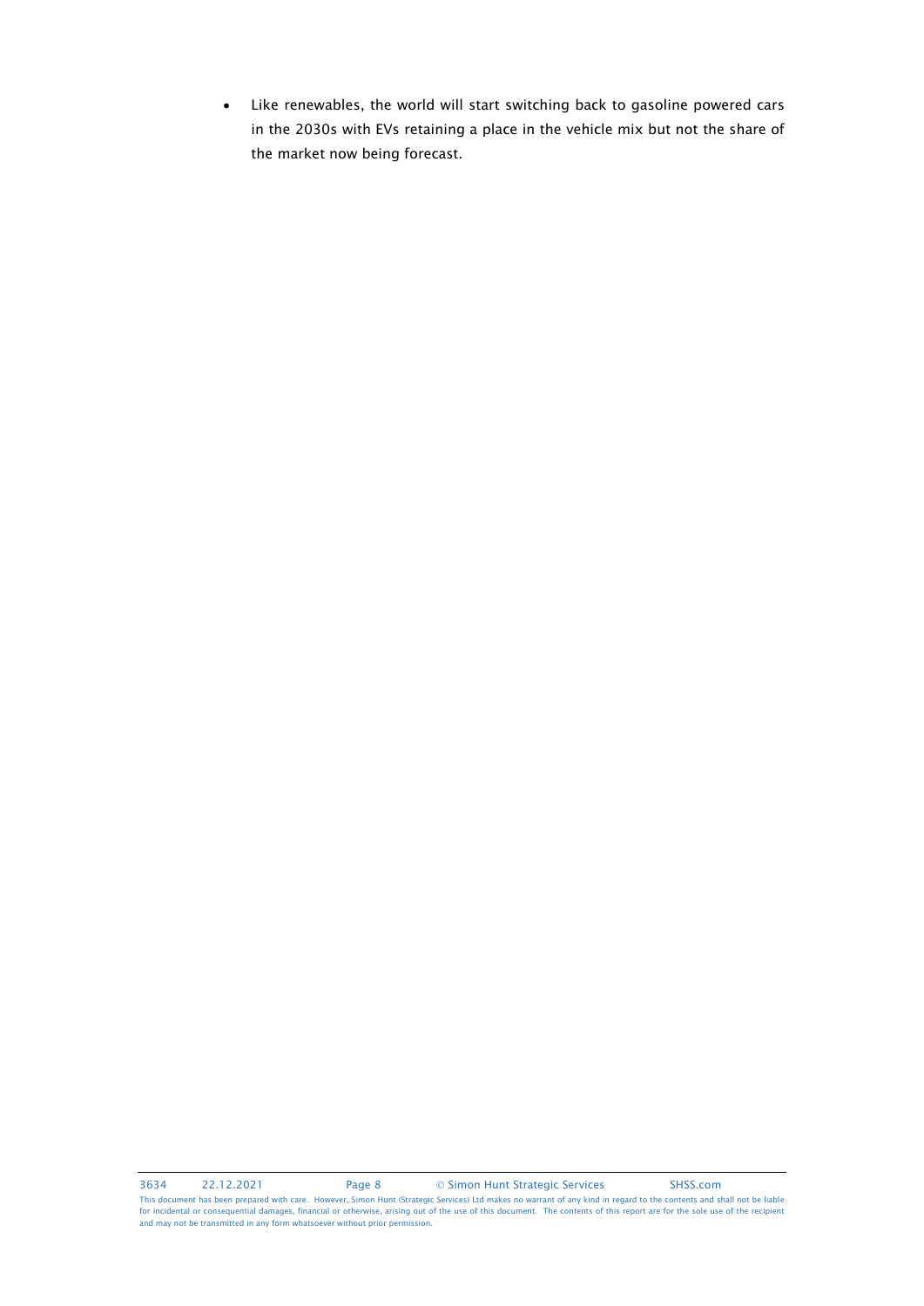- Like renewables, the world will start switching back to gasoline powered cars in the 2030s with EVs retaining a place in the vehicle mix but not the share of the market now being forecast.